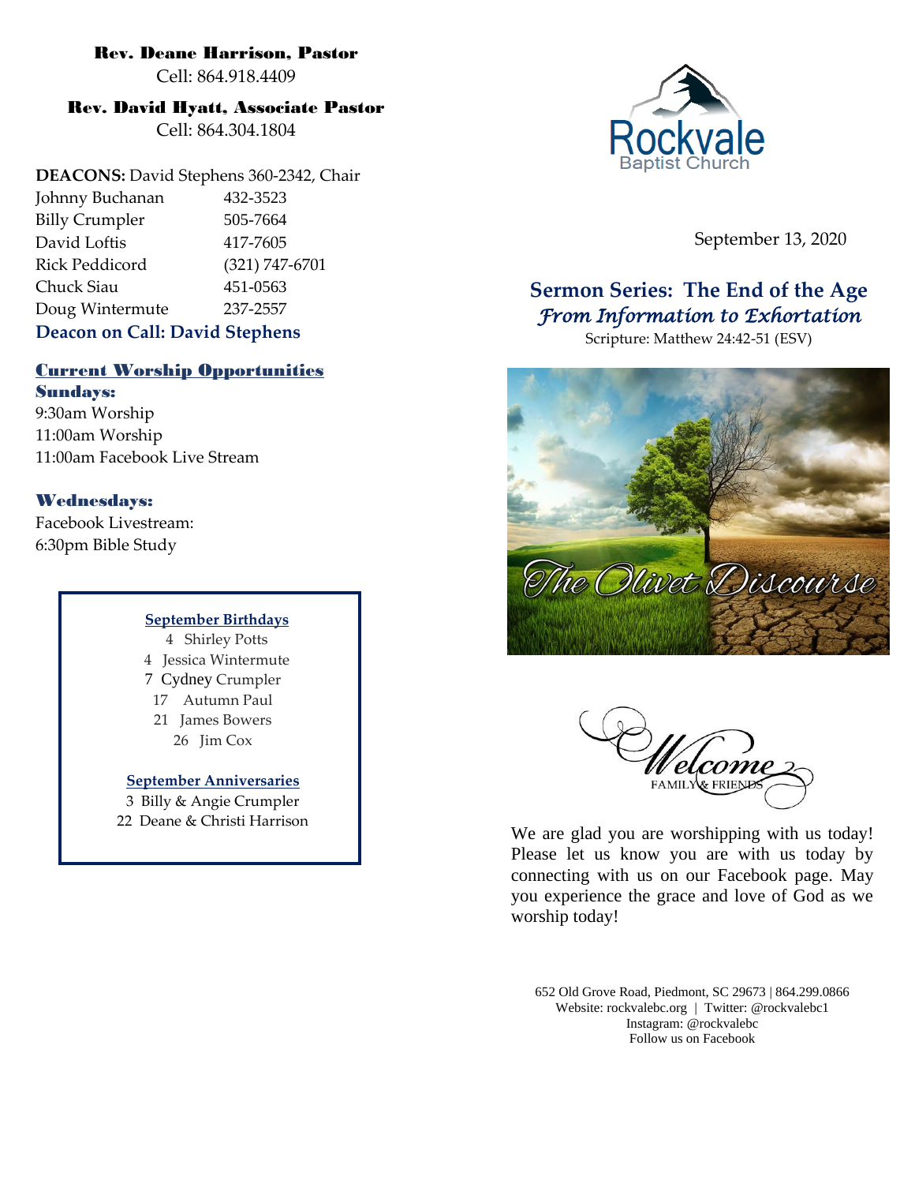**Rev. Deane Harrison, Pastor**
Cell: 864.918.4409

**Rev. David Hyatt, Associate Pastor**
Cell: 864.304.1804

**DEACONS:** David Stephens 360-2342, Chair

| | |
|---|---|
| Johnny Buchanan | 432-3523 |
| Billy Crumpler | 505-7664 |
| David Loftis | 417-7605 |
| Rick Peddicord | (321) 747-6701 |
| Chuck Siau | 451-0563 |
| Doug Wintermute | 237-2557 |

**Deacon on Call: David Stephens**

## Current Worship Opportunities

**Sundays:**
9:30am Worship
11:00am Worship
11:00am Facebook Live Stream

**Wednesdays:**
Facebook Livestream:
6:30pm Bible Study

**September Birthdays**
4 Shirley Potts
4 Jessica Wintermute
7 Cydney Crumpler
17 Autumn Paul
21 James Bowers
26 Jim Cox

**September Anniversaries**
3 Billy & Angie Crumpler
22 Deane & Christi Harrison

Rockvale Baptist Church

September 13, 2020

## Sermon Series: The End of the Age
### *From Information to Exhortation*

Scripture: Matthew 24:42-51 (ESV)

The Olivet Discourse

Welcome Family & Friends

We are glad you are worshipping with us today! Please let us know you are with us today by connecting with us on our Facebook page. May you experience the grace and love of God as we worship today!

652 Old Grove Road, Piedmont, SC 29673 | 864.299.0866
Website: rockvalebc.org | Twitter: @rockvalebc1
Instagram: @rockvalebc
Follow us on Facebook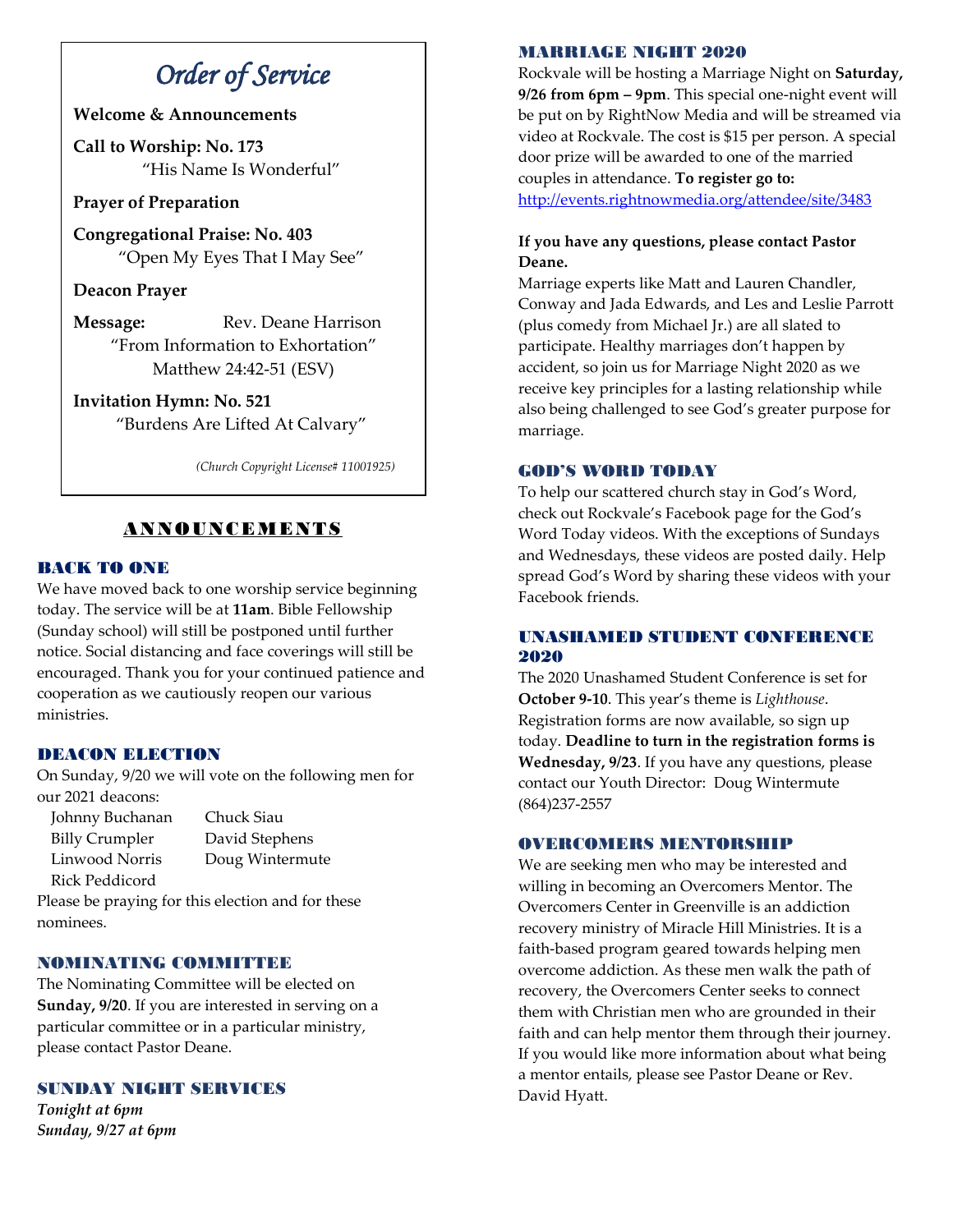# Order of Service

**Welcome & Announcements**

**Call to Worship: No. 173**
"His Name Is Wonderful"

**Prayer of Preparation**

**Congregational Praise: No. 403**
"Open My Eyes That I May See"

**Deacon Prayer**

**Message:** Rev. Deane Harrison
"From Information to Exhortation"
Matthew 24:42-51 (ESV)

**Invitation Hymn: No. 521**
"Burdens Are Lifted At Calvary"

*(Church Copyright License# 11001925)*

## ANNOUNCEMENTS

### BACK TO ONE

We have moved back to one worship service beginning today. The service will be at **11am**. Bible Fellowship (Sunday school) will still be postponed until further notice. Social distancing and face coverings will still be encouraged. Thank you for your continued patience and cooperation as we cautiously reopen our various ministries.

### DEACON ELECTION

On Sunday, 9/20 we will vote on the following men for our 2021 deacons:

| | |
|---|---|
| Johnny Buchanan | Chuck Siau |
| Billy Crumpler | David Stephens |
| Linwood Norris | Doug Wintermute |
| Rick Peddicord | |

Please be praying for this election and for these nominees.

### NOMINATING COMMITTEE

The Nominating Committee will be elected on **Sunday, 9/20**. If you are interested in serving on a particular committee or in a particular ministry, please contact Pastor Deane.

### SUNDAY NIGHT SERVICES

***Tonight at 6pm***
***Sunday, 9/27 at 6pm***

### MARRIAGE NIGHT 2020

Rockvale will be hosting a Marriage Night on **Saturday, 9/26 from 6pm – 9pm**. This special one-night event will be put on by RightNow Media and will be streamed via video at Rockvale. The cost is $15 per person. A special door prize will be awarded to one of the married couples in attendance. **To register go to:** http://events.rightnowmedia.org/attendee/site/3483

**If you have any questions, please contact Pastor Deane.**

Marriage experts like Matt and Lauren Chandler, Conway and Jada Edwards, and Les and Leslie Parrott (plus comedy from Michael Jr.) are all slated to participate. Healthy marriages don't happen by accident, so join us for Marriage Night 2020 as we receive key principles for a lasting relationship while also being challenged to see God's greater purpose for marriage.

### GOD'S WORD TODAY

To help our scattered church stay in God's Word, check out Rockvale's Facebook page for the God's Word Today videos. With the exceptions of Sundays and Wednesdays, these videos are posted daily. Help spread God's Word by sharing these videos with your Facebook friends.

### UNASHAMED STUDENT CONFERENCE 2020

The 2020 Unashamed Student Conference is set for **October 9-10**. This year's theme is *Lighthouse*. Registration forms are now available, so sign up today. **Deadline to turn in the registration forms is Wednesday, 9/23**. If you have any questions, please contact our Youth Director: Doug Wintermute (864)237-2557

### OVERCOMERS MENTORSHIP

We are seeking men who may be interested and willing in becoming an Overcomers Mentor. The Overcomers Center in Greenville is an addiction recovery ministry of Miracle Hill Ministries. It is a faith-based program geared towards helping men overcome addiction. As these men walk the path of recovery, the Overcomers Center seeks to connect them with Christian men who are grounded in their faith and can help mentor them through their journey. If you would like more information about what being a mentor entails, please see Pastor Deane or Rev. David Hyatt.